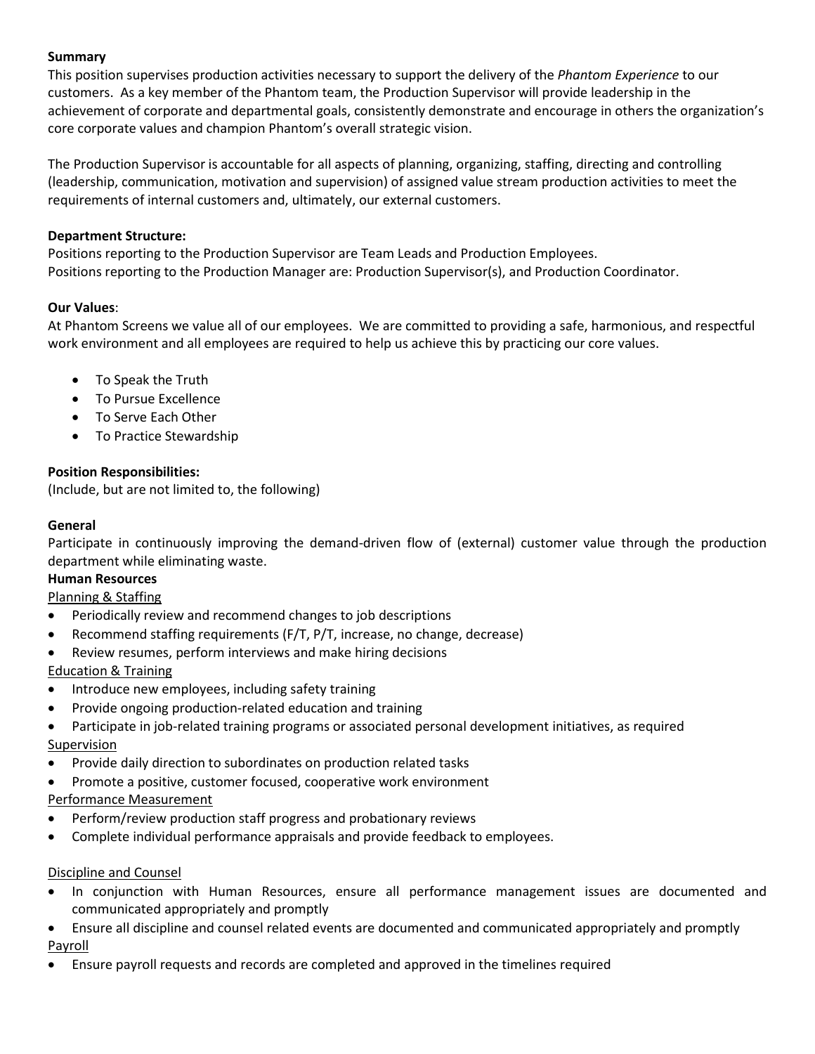**Summary**

This position supervises production activities necessary to support the delivery of the *Phantom Experience* to our customers. As a key member of the Phantom team, the Production Supervisor will provide leadership in the achievement of corporate and departmental goals, consistently demonstrate and encourage in others the organization's core corporate values and champion Phantom's overall strategic vision.

The Production Supervisor is accountable for all aspects of planning, organizing, staffing, directing and controlling (leadership, communication, motivation and supervision) of assigned value stream production activities to meet the requirements of internal customers and, ultimately, our external customers.

**Department Structure:**

Positions reporting to the Production Supervisor are Team Leads and Production Employees.
Positions reporting to the Production Manager are: Production Supervisor(s), and Production Coordinator.

**Our Values**:

At Phantom Screens we value all of our employees. We are committed to providing a safe, harmonious, and respectful work environment and all employees are required to help us achieve this by practicing our core values.

- To Speak the Truth
- To Pursue Excellence
- To Serve Each Other
- To Practice Stewardship

**Position Responsibilities:**

(Include, but are not limited to, the following)

**General**

Participate in continuously improving the demand-driven flow of (external) customer value through the production department while eliminating waste.

**Human Resources**

Planning & Staffing

- Periodically review and recommend changes to job descriptions
- Recommend staffing requirements (F/T, P/T, increase, no change, decrease)
- Review resumes, perform interviews and make hiring decisions

Education & Training

- Introduce new employees, including safety training
- Provide ongoing production-related education and training
- Participate in job-related training programs or associated personal development initiatives, as required

Supervision

- Provide daily direction to subordinates on production related tasks
- Promote a positive, customer focused, cooperative work environment

Performance Measurement

- Perform/review production staff progress and probationary reviews
- Complete individual performance appraisals and provide feedback to employees.

Discipline and Counsel

- In conjunction with Human Resources, ensure all performance management issues are documented and communicated appropriately and promptly
- Ensure all discipline and counsel related events are documented and communicated appropriately and promptly

Payroll

- Ensure payroll requests and records are completed and approved in the timelines required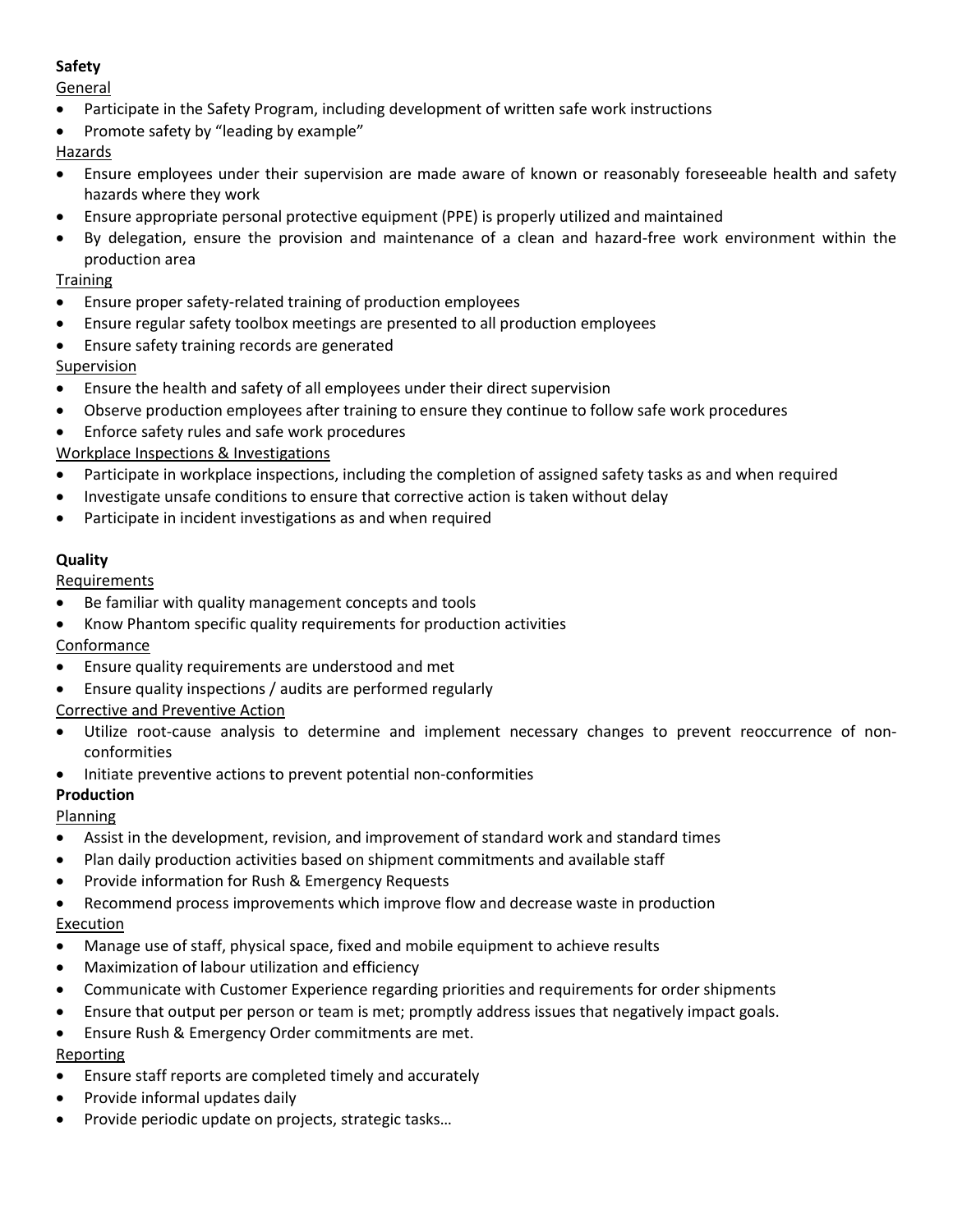**Safety**

General

- Participate in the Safety Program, including development of written safe work instructions
- Promote safety by "leading by example"

Hazards

- Ensure employees under their supervision are made aware of known or reasonably foreseeable health and safety hazards where they work
- Ensure appropriate personal protective equipment (PPE) is properly utilized and maintained
- By delegation, ensure the provision and maintenance of a clean and hazard-free work environment within the production area

Training

- Ensure proper safety-related training of production employees
- Ensure regular safety toolbox meetings are presented to all production employees
- Ensure safety training records are generated

Supervision

- Ensure the health and safety of all employees under their direct supervision
- Observe production employees after training to ensure they continue to follow safe work procedures
- Enforce safety rules and safe work procedures

Workplace Inspections & Investigations

- Participate in workplace inspections, including the completion of assigned safety tasks as and when required
- Investigate unsafe conditions to ensure that corrective action is taken without delay
- Participate in incident investigations as and when required

**Quality**

Requirements

- Be familiar with quality management concepts and tools
- Know Phantom specific quality requirements for production activities

Conformance

- Ensure quality requirements are understood and met
- Ensure quality inspections / audits are performed regularly

Corrective and Preventive Action

- Utilize root-cause analysis to determine and implement necessary changes to prevent reoccurrence of non-conformities
- Initiate preventive actions to prevent potential non-conformities

**Production**

Planning

- Assist in the development, revision, and improvement of standard work and standard times
- Plan daily production activities based on shipment commitments and available staff
- Provide information for Rush & Emergency Requests
- Recommend process improvements which improve flow and decrease waste in production

Execution

- Manage use of staff, physical space, fixed and mobile equipment to achieve results
- Maximization of labour utilization and efficiency
- Communicate with Customer Experience regarding priorities and requirements for order shipments
- Ensure that output per person or team is met; promptly address issues that negatively impact goals.
- Ensure Rush & Emergency Order commitments are met.

Reporting

- Ensure staff reports are completed timely and accurately
- Provide informal updates daily
- Provide periodic update on projects, strategic tasks…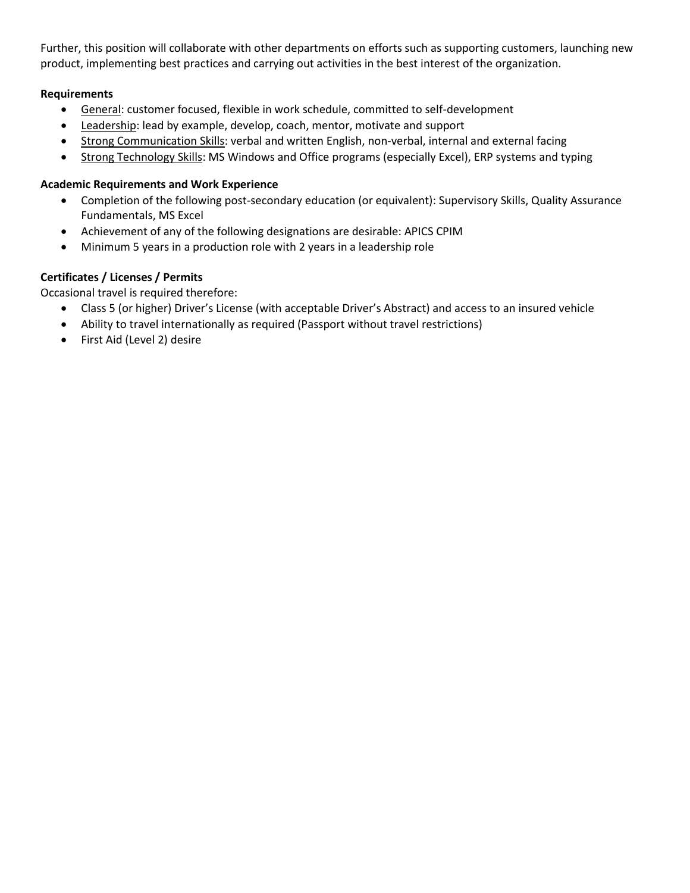Further, this position will collaborate with other departments on efforts such as supporting customers, launching new product, implementing best practices and carrying out activities in the best interest of the organization.

**Requirements**

- General: customer focused, flexible in work schedule, committed to self-development
- Leadership: lead by example, develop, coach, mentor, motivate and support
- Strong Communication Skills: verbal and written English, non-verbal, internal and external facing
- Strong Technology Skills: MS Windows and Office programs (especially Excel), ERP systems and typing

**Academic Requirements and Work Experience**

- Completion of the following post-secondary education (or equivalent): Supervisory Skills, Quality Assurance Fundamentals, MS Excel
- Achievement of any of the following designations are desirable: APICS CPIM
- Minimum 5 years in a production role with 2 years in a leadership role

**Certificates / Licenses / Permits**

Occasional travel is required therefore:

- Class 5 (or higher) Driver's License (with acceptable Driver's Abstract) and access to an insured vehicle
- Ability to travel internationally as required (Passport without travel restrictions)
- First Aid (Level 2) desire